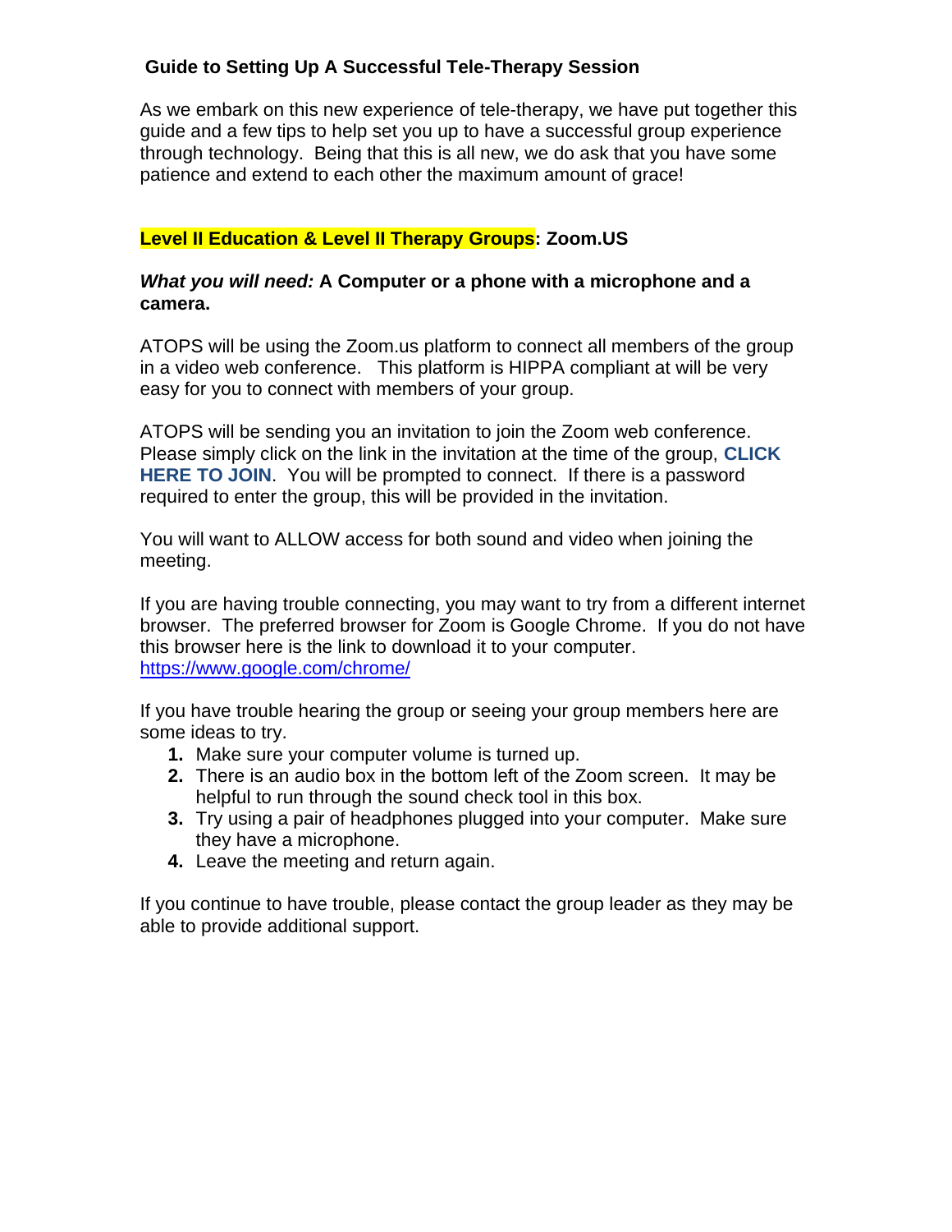## Guide to Setting Up A Successful Tele-Therapy Session

As we embark on this new experience of tele-therapy, we have put together this guide and a few tips to help set you up to have a successful group experience through technology. Being that this is all new, we do ask that you have some patience and extend to each other the maximum amount of grace!

### Level II Education & Level II Therapy Groups: Zoom.US

***What you will need:*** **A Computer or a phone with a microphone and a camera.**

ATOPS will be using the Zoom.us platform to connect all members of the group in a video web conference. This platform is HIPPA compliant at will be very easy for you to connect with members of your group.

ATOPS will be sending you an invitation to join the Zoom web conference. Please simply click on the link in the invitation at the time of the group, **CLICK HERE TO JOIN**. You will be prompted to connect. If there is a password required to enter the group, this will be provided in the invitation.

You will want to ALLOW access for both sound and video when joining the meeting.

If you are having trouble connecting, you may want to try from a different internet browser. The preferred browser for Zoom is Google Chrome. If you do not have this browser here is the link to download it to your computer.
https://www.google.com/chrome/

If you have trouble hearing the group or seeing your group members here are some ideas to try.

1. Make sure your computer volume is turned up.
2. There is an audio box in the bottom left of the Zoom screen. It may be helpful to run through the sound check tool in this box.
3. Try using a pair of headphones plugged into your computer. Make sure they have a microphone.
4. Leave the meeting and return again.

If you continue to have trouble, please contact the group leader as they may be able to provide additional support.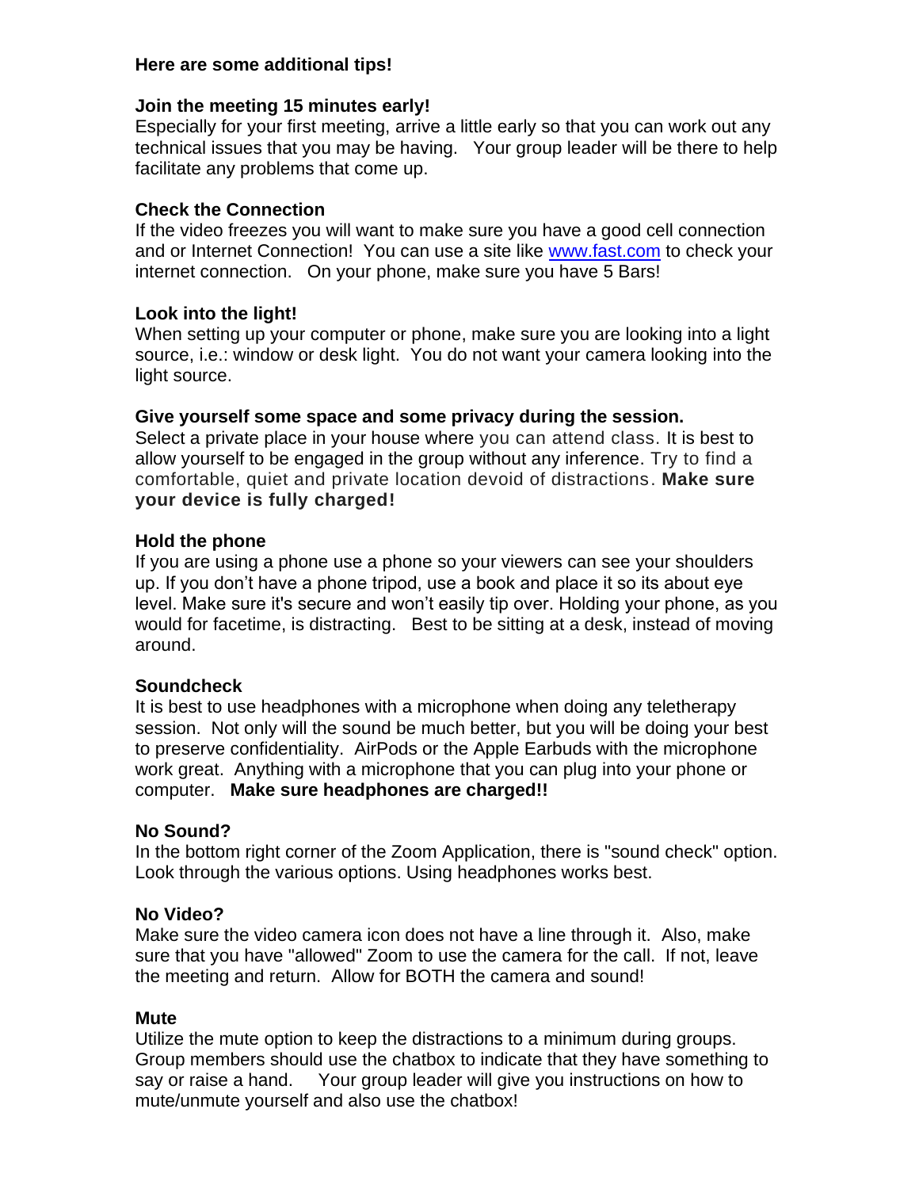**Here are some additional tips!**

**Join the meeting 15 minutes early!**
Especially for your first meeting, arrive a little early so that you can work out any technical issues that you may be having. Your group leader will be there to help facilitate any problems that come up.

**Check the Connection**
If the video freezes you will want to make sure you have a good cell connection and or Internet Connection! You can use a site like [www.fast.com](http://www.fast.com) to check your internet connection. On your phone, make sure you have 5 Bars!

**Look into the light!**
When setting up your computer or phone, make sure you are looking into a light source, i.e.: window or desk light. You do not want your camera looking into the light source.

**Give yourself some space and some privacy during the session.**
Select a private place in your house where you can attend class. It is best to allow yourself to be engaged in the group without any inference. Try to find a comfortable, quiet and private location devoid of distractions. **Make sure your device is fully charged!**

**Hold the phone**
If you are using a phone use a phone so your viewers can see your shoulders up. If you don't have a phone tripod, use a book and place it so its about eye level. Make sure it's secure and won't easily tip over. Holding your phone, as you would for facetime, is distracting. Best to be sitting at a desk, instead of moving around.

**Soundcheck**
It is best to use headphones with a microphone when doing any teletherapy session. Not only will the sound be much better, but you will be doing your best to preserve confidentiality. AirPods or the Apple Earbuds with the microphone work great. Anything with a microphone that you can plug into your phone or computer. **Make sure headphones are charged!!**

**No Sound?**
In the bottom right corner of the Zoom Application, there is "sound check" option. Look through the various options. Using headphones works best.

**No Video?**
Make sure the video camera icon does not have a line through it. Also, make sure that you have "allowed" Zoom to use the camera for the call. If not, leave the meeting and return. Allow for BOTH the camera and sound!

**Mute**
Utilize the mute option to keep the distractions to a minimum during groups. Group members should use the chatbox to indicate that they have something to say or raise a hand. Your group leader will give you instructions on how to mute/unmute yourself and also use the chatbox!